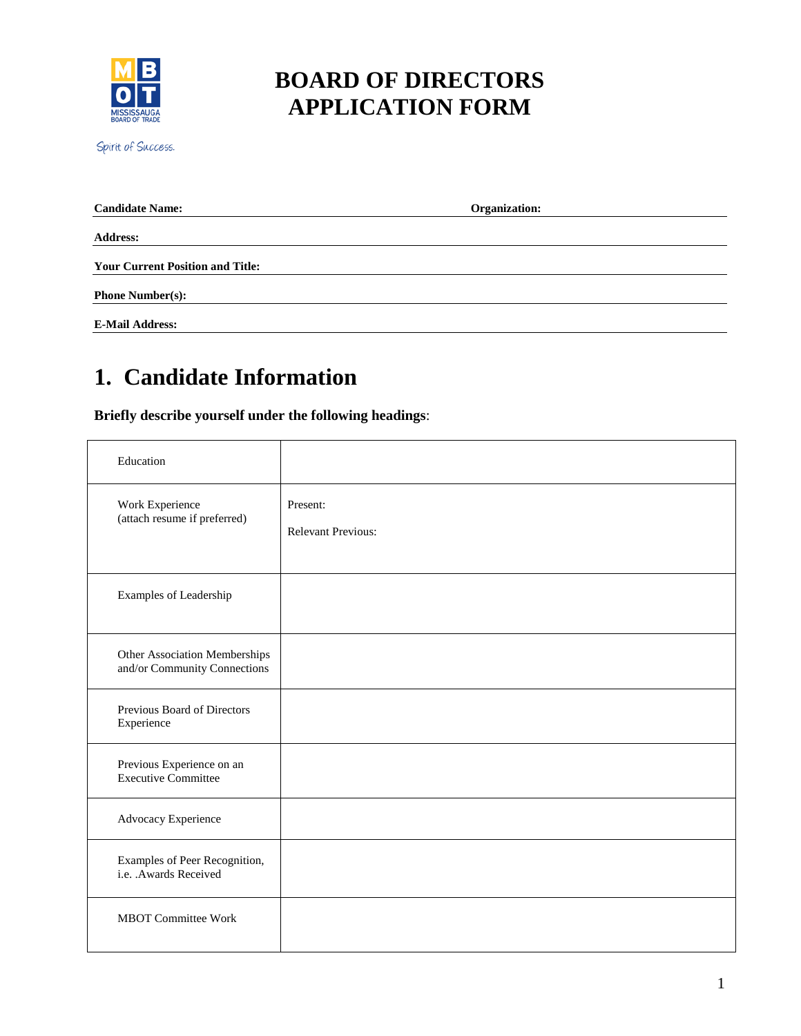# BOARD OF DIRECTORS APPLICATION FORM

Spirit of Success.

**Candidate Name:** **Organization:**

**Address:**

**Your Current Position and Title:**

**Phone Number(s):**

**E-Mail Address:**

# 1. Candidate Information

**Briefly describe yourself under the following headings**:

| | |
|---|---|
| Education | |
| Work Experience (attach resume if preferred) | Present:<br><br>Relevant Previous: |
| Examples of Leadership | |
| Other Association Memberships and/or Community Connections | |
| Previous Board of Directors Experience | |
| Previous Experience on an Executive Committee | |
| Advocacy Experience | |
| Examples of Peer Recognition, i.e. .Awards Received | |
| MBOT Committee Work | |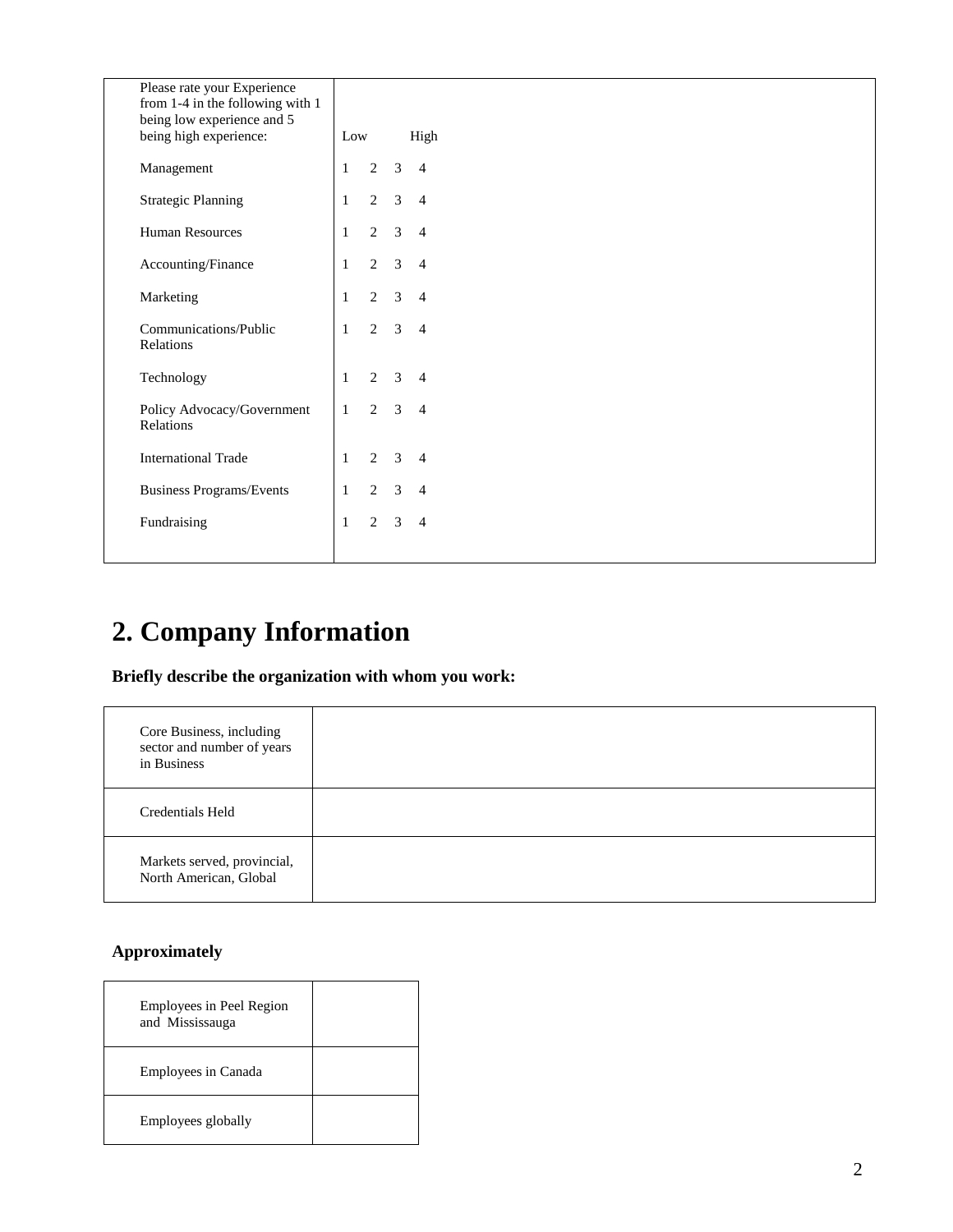| Please rate your Experience from 1-4 in the following with 1 being low experience and 5 being high experience: | Low High |
|---|---|
| Management | 1 2 3 4 |
| Strategic Planning | 1 2 3 4 |
| Human Resources | 1 2 3 4 |
| Accounting/Finance | 1 2 3 4 |
| Marketing | 1 2 3 4 |
| Communications/Public Relations | 1 2 3 4 |
| Technology | 1 2 3 4 |
| Policy Advocacy/Government Relations | 1 2 3 4 |
| International Trade | 1 2 3 4 |
| Business Programs/Events | 1 2 3 4 |
| Fundraising | 1 2 3 4 |

# 2. Company Information

**Briefly describe the organization with whom you work:**

| Core Business, including sector and number of years in Business | |
|---|---|
| Credentials Held | |
| Markets served, provincial, North American, Global | |

**Approximately**

| Employees in Peel Region and Mississauga | |
|---|---|
| Employees in Canada | |
| Employees globally | |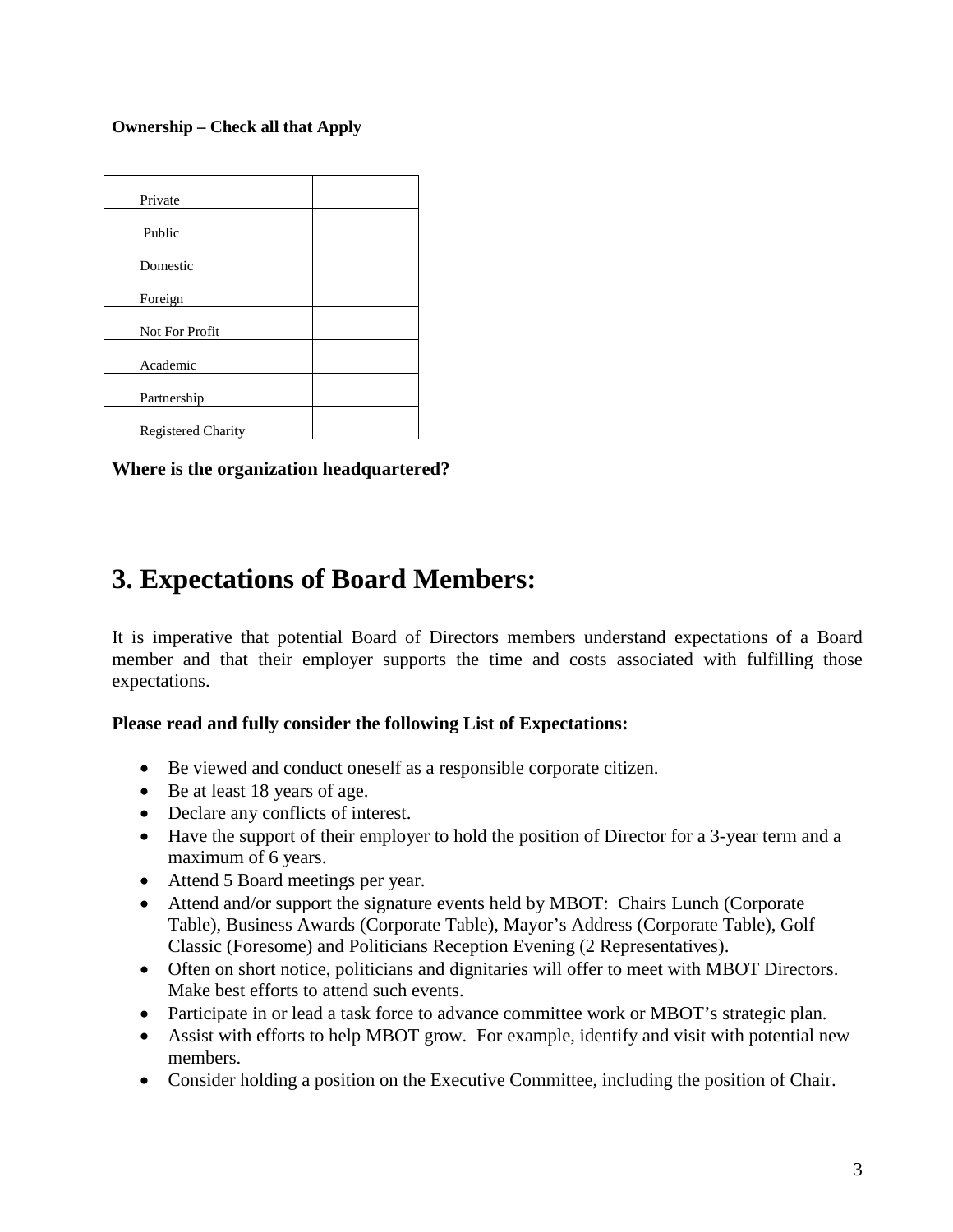**Ownership – Check all that Apply**

| | |
|---|---|
| Private | |
| Public | |
| Domestic | |
| Foreign | |
| Not For Profit | |
| Academic | |
| Partnership | |
| Registered Charity | |

**Where is the organization headquartered?**

---

# 3. Expectations of Board Members:

It is imperative that potential Board of Directors members understand expectations of a Board member and that their employer supports the time and costs associated with fulfilling those expectations.

**Please read and fully consider the following List of Expectations:**

- Be viewed and conduct oneself as a responsible corporate citizen.
- Be at least 18 years of age.
- Declare any conflicts of interest.
- Have the support of their employer to hold the position of Director for a 3-year term and a maximum of 6 years.
- Attend 5 Board meetings per year.
- Attend and/or support the signature events held by MBOT: Chairs Lunch (Corporate Table), Business Awards (Corporate Table), Mayor's Address (Corporate Table), Golf Classic (Foresome) and Politicians Reception Evening (2 Representatives).
- Often on short notice, politicians and dignitaries will offer to meet with MBOT Directors. Make best efforts to attend such events.
- Participate in or lead a task force to advance committee work or MBOT's strategic plan.
- Assist with efforts to help MBOT grow. For example, identify and visit with potential new members.
- Consider holding a position on the Executive Committee, including the position of Chair.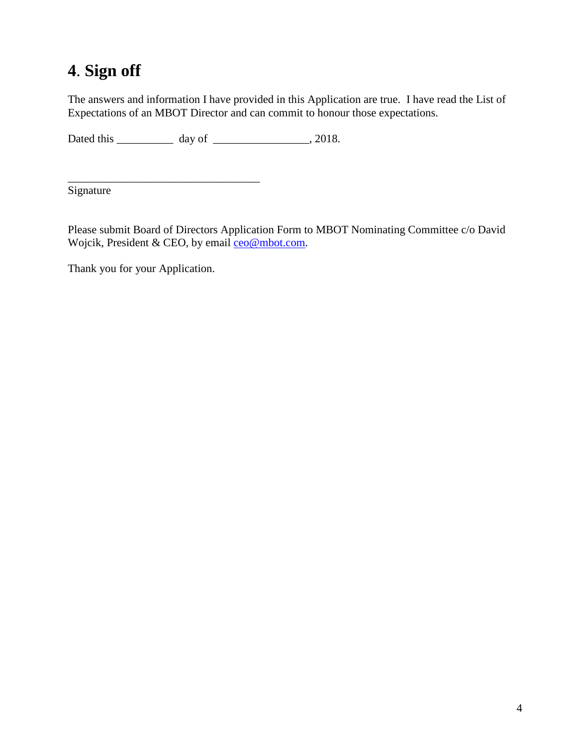# 4. Sign off

The answers and information I have provided in this Application are true. I have read the List of Expectations of an MBOT Director and can commit to honour those expectations.

Dated this __________ day of _________________, 2018.

__________________________________

Signature

Please submit Board of Directors Application Form to MBOT Nominating Committee c/o David Wojcik, President & CEO, by email ceo@mbot.com.

Thank you for your Application.